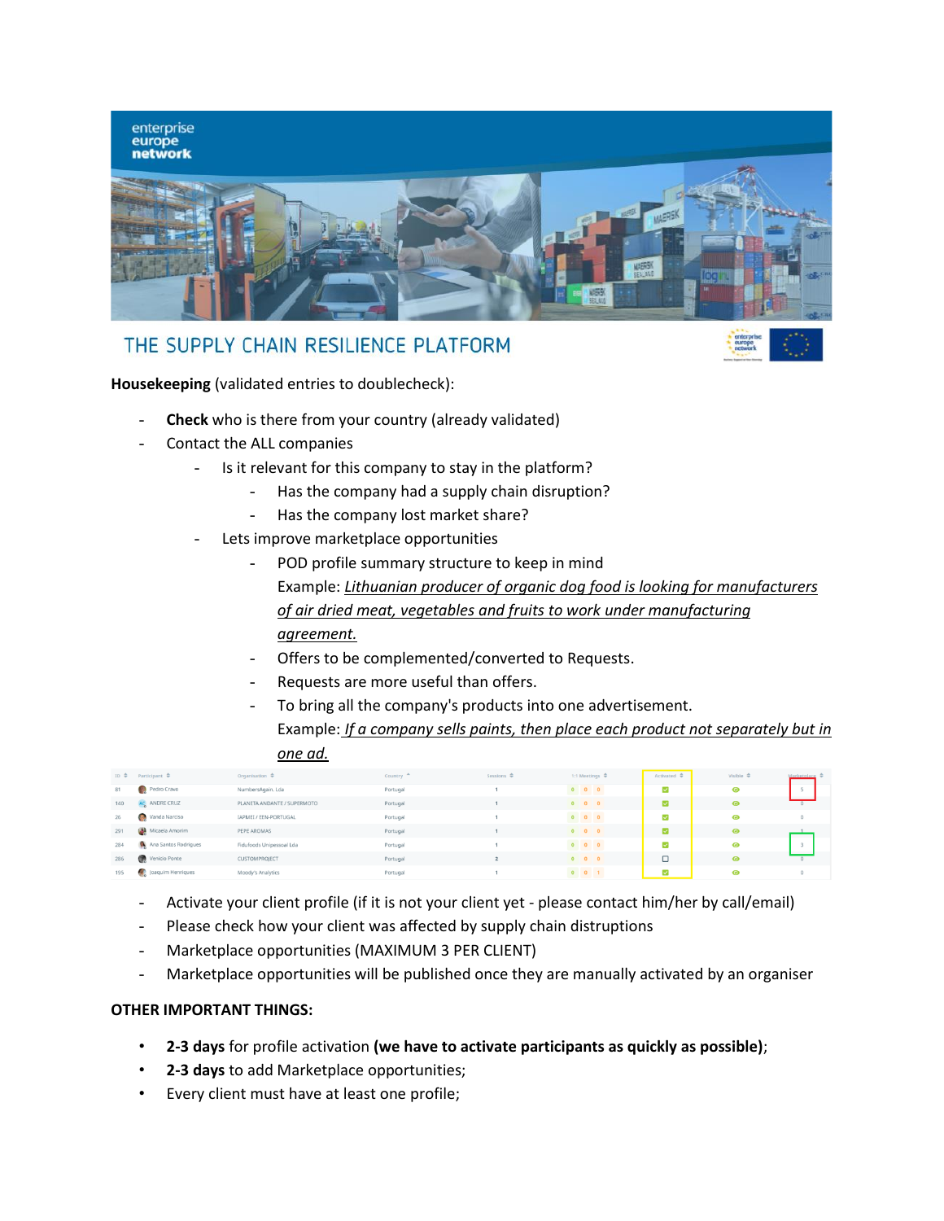# THE SUPPLY CHAIN RESILIENCE PLATFORM

**Housekeeping** (validated entries to doublecheck):

- **Check** who is there from your country (already validated)
- Contact the ALL companies
  - Is it relevant for this company to stay in the platform?
    - Has the company had a supply chain disruption?
    - Has the company lost market share?
  - Lets improve marketplace opportunities
    - POD profile summary structure to keep in mind
      Example: *Lithuanian producer of organic dog food is looking for manufacturers of air dried meat, vegetables and fruits to work under manufacturing agreement.*
    - Offers to be complemented/converted to Requests.
    - Requests are more useful than offers.
    - To bring all the company's products into one advertisement.
      Example: *If a company sells paints, then place each product not separately but in one ad.*

| ID | Participant | Organisation | Country | Sessions | 1:1 Meetings | | | Activated | Visible | Marketplace |
|---|---|---|---|---|---|---|---|---|---|---|
| 81 | Pedro Cravo | NumbersAgain, Lda | Portugal | 1 | 0 | 0 | 0 | ☑ | ◉ | 5 |
| 140 | ANDRE CRUZ | PLANETA ANDANTE / SUPERMOTO | Portugal | 1 | 0 | 0 | 0 | ☑ | ◉ | 0 |
| 26 | Vanda Narciso | IAPMEI / EEN-PORTUGAL | Portugal | 1 | 0 | 0 | 0 | ☑ | ◉ | 0 |
| 291 | Micaela Amorim | PEPE AROMAS | Portugal | 1 | 0 | 0 | 0 | ☑ | ◉ | 1 |
| 284 | Ana Santos Rodrigues | Fidufoods Unipessoal Lda | Portugal | 1 | 0 | 0 | 0 | ☑ | ◉ | 3 |
| 286 | Venicio Ponte | CUSTOMPROJECT | Portugal | 2 | 0 | 0 | 0 | ☐ | ◉ | 0 |
| 195 | Joaquim Henriques | Moody's Analytics | Portugal | 1 | 0 | 0 | 1 | ☑ | ◉ | 0 |

- Activate your client profile (if it is not your client yet - please contact him/her by call/email)
- Please check how your client was affected by supply chain distruptions
- Marketplace opportunities (MAXIMUM 3 PER CLIENT)
- Marketplace opportunities will be published once they are manually activated by an organiser

**OTHER IMPORTANT THINGS:**

- **2-3 days** for profile activation **(we have to activate participants as quickly as possible)**;
- **2-3 days** to add Marketplace opportunities;
- Every client must have at least one profile;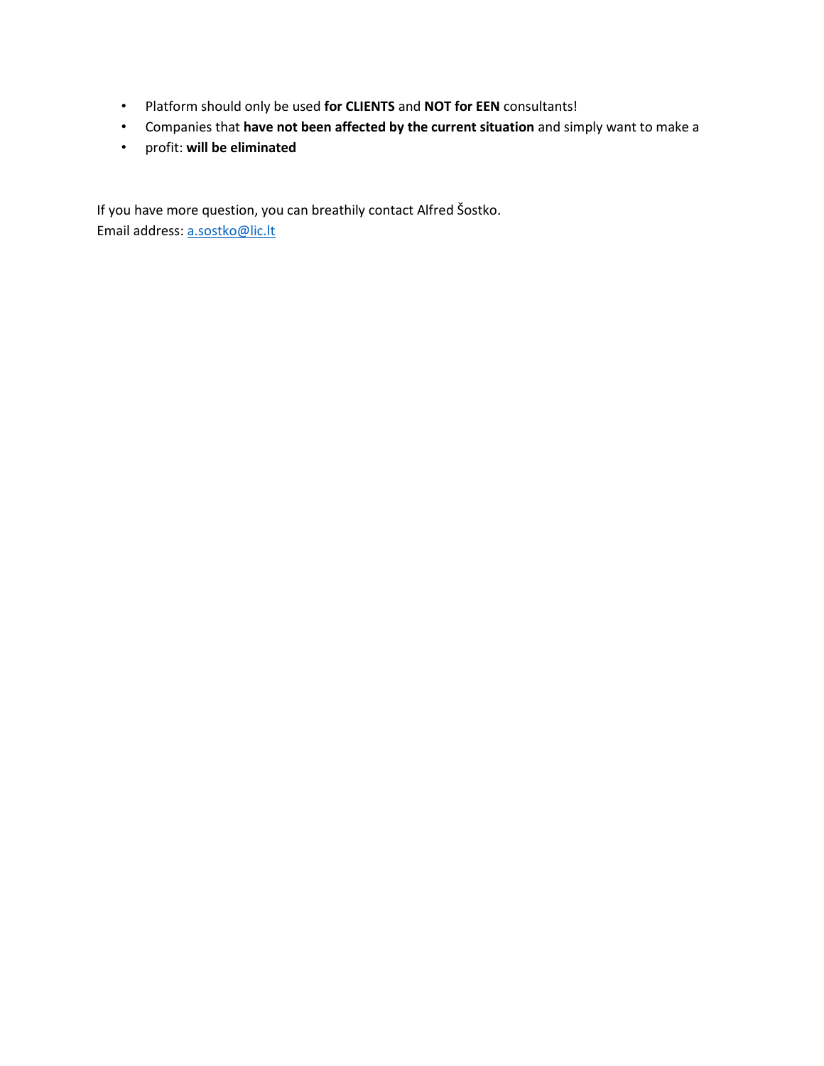- Platform should only be used **for CLIENTS** and **NOT for EEN** consultants!
- Companies that **have not been affected by the current situation** and simply want to make a
- profit: **will be eliminated**

If you have more question, you can breathily contact Alfred Šostko.
Email address: [a.sostko@lic.lt](mailto:a.sostko@lic.lt)